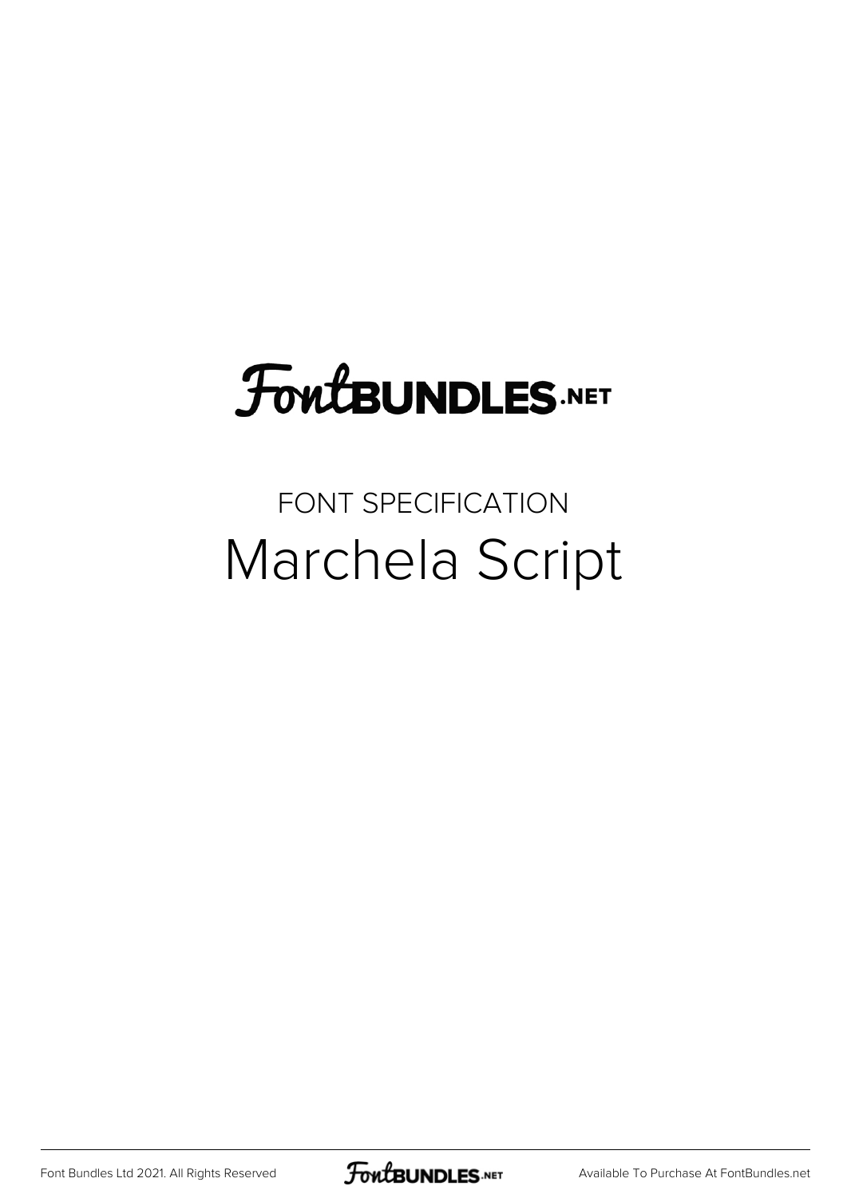FontBUNDLES.NET

FONT SPECIFICATION

# Marchela Script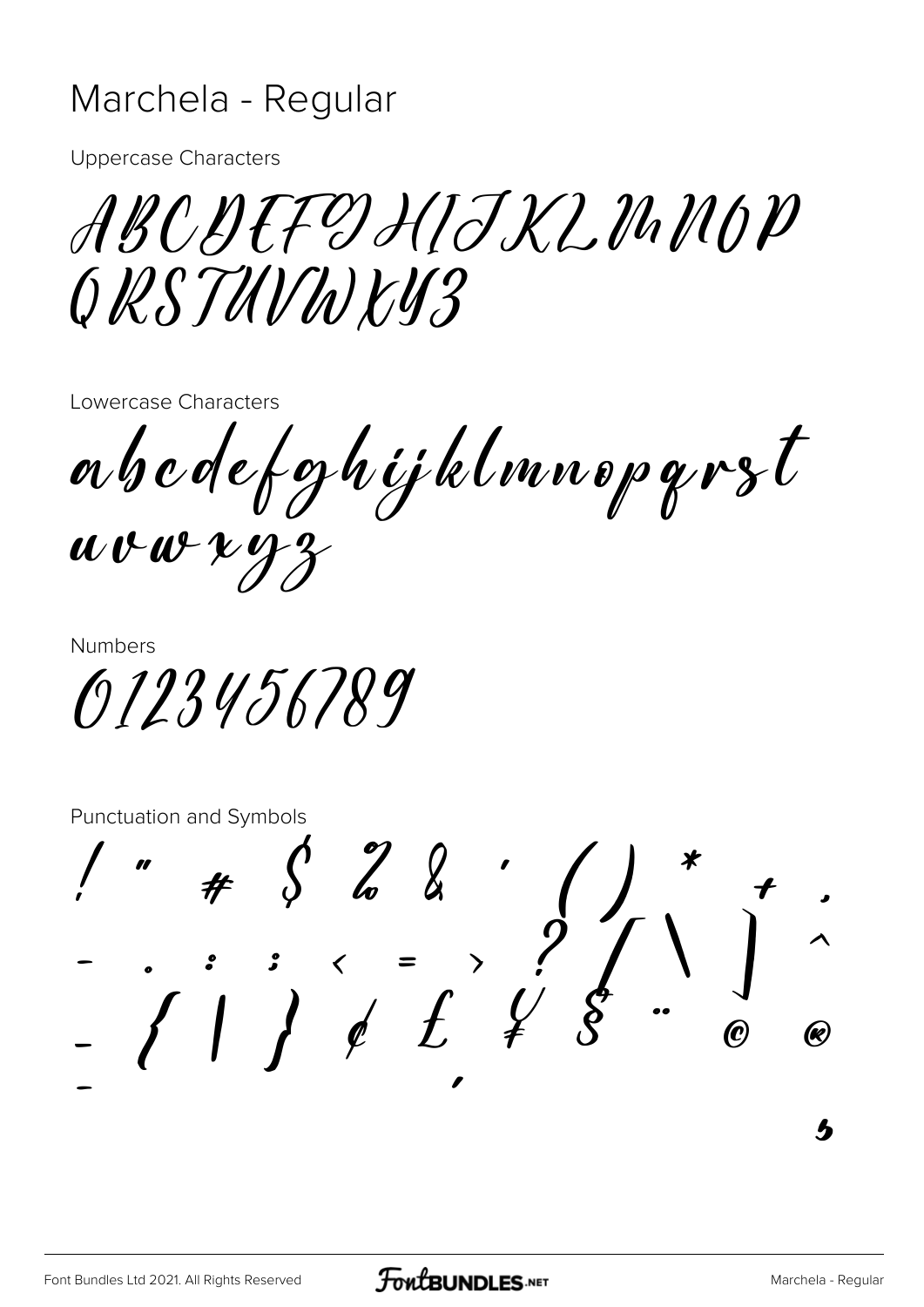# Marchela - Regular

Uppercase Characters

ABCDEFGHIJKLMNOP
QRSTUVWXYZ

Lowercase Characters

abcdefghijklmnopqrst
uvwxyz

Numbers

0123456789

Punctuation and Symbols

! " # $ % & ' ( ) * + ,
- . : ; < = > ? [ \ ] ^
_ { | } ¢ £ ¥ § ¨ © ®
¯ ¸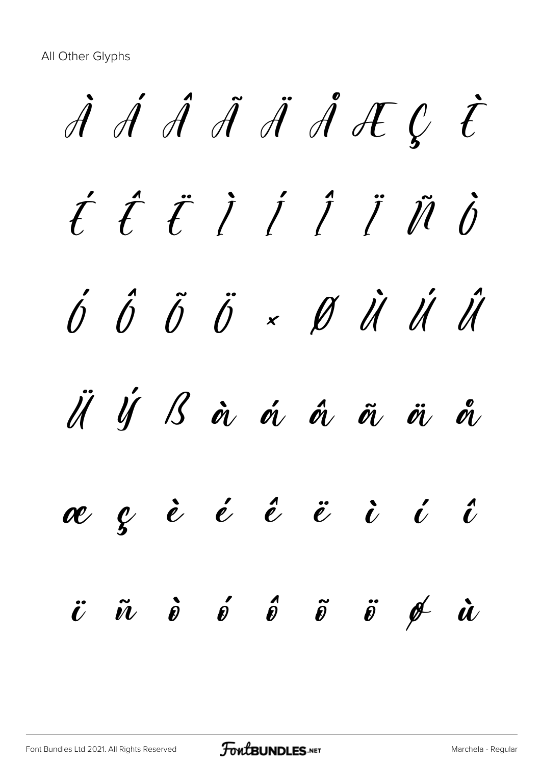All Other Glyphs

À Á Â Ã Ä Å Æ Ç È

É Ê Ë Ì Í Î Ï Ñ Ò

Ó Ô Õ Ö × Ø Ù Ú Û

Ü Ý ß à á â ã ä å

æ ç è é ê ë ì í î

ï ñ ò ó ô õ ö ø ù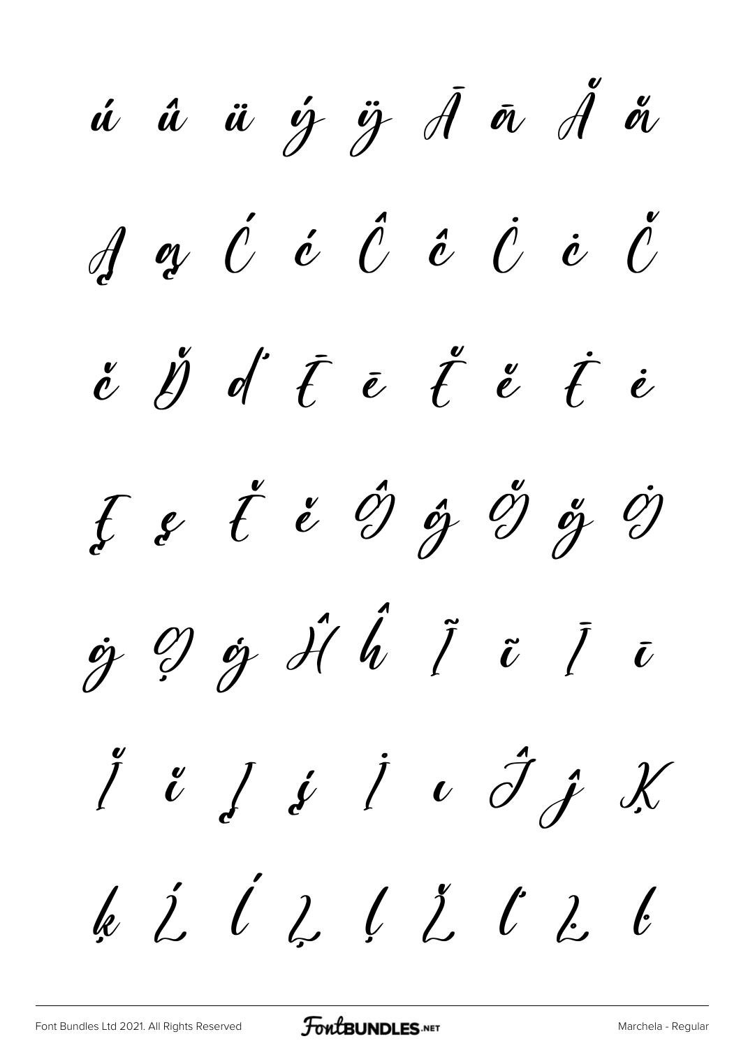ú û ü ý ÿ Ā ā Ă ă

Ą ą Ć ć Ĉ ĉ Ċ ċ Č

č Ď ď Ē ē Ĕ ĕ Ė ė

Ę ę Ě ě Ĝ ĝ Ğ ğ Ġ

ġ Ģ ģ Ĥ ĥ Ĩ ĩ Ī ī

Ĭ ĭ Į į İ ı Ĵ ĵ Ķ

ķ Ĺ ĺ Ļ ļ Ľ ľ Ŀ ŀ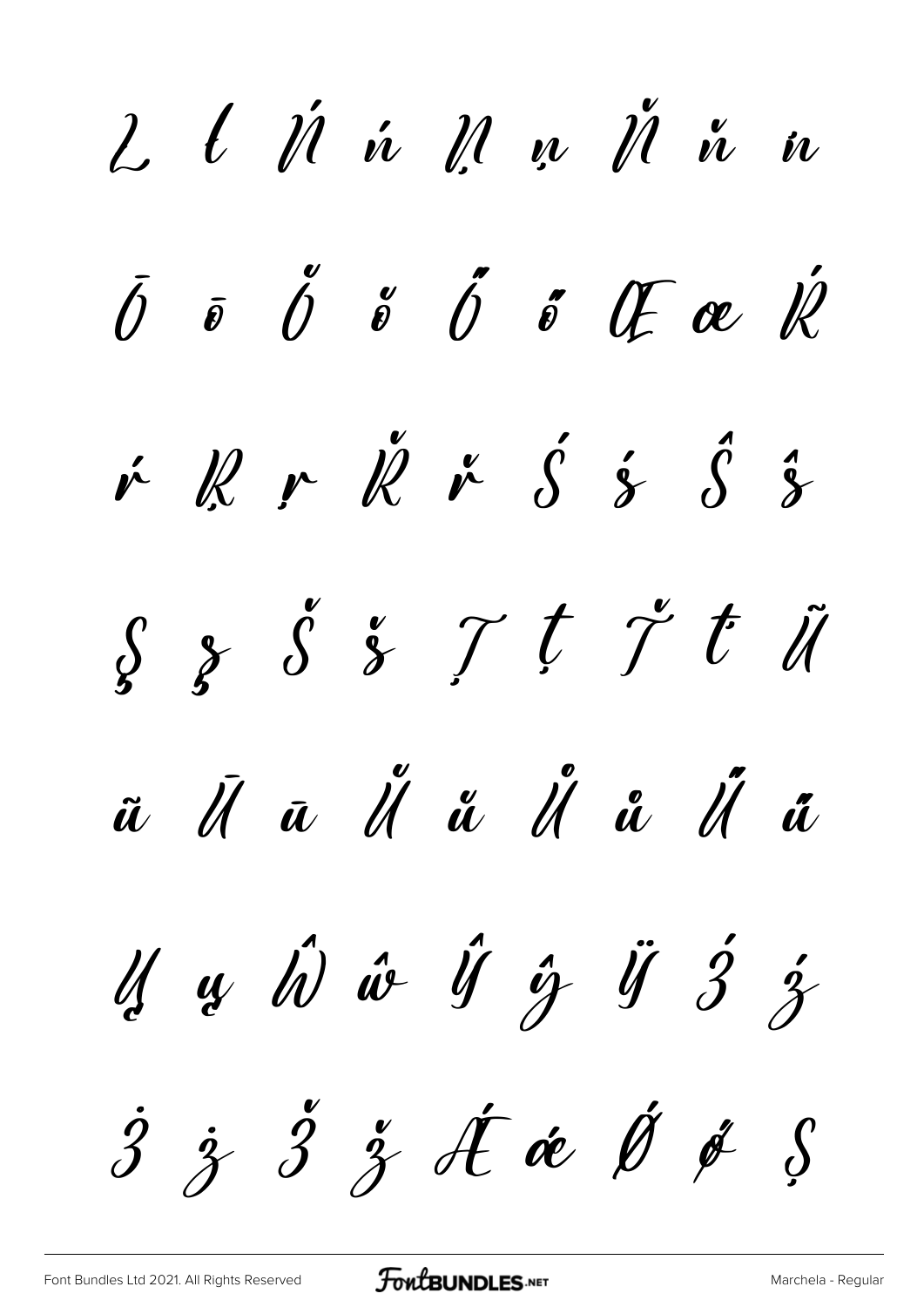Ľ ľ Ń ń Ņ ņ Ň ň ŉ

Ō ō Ŏ ŏ Ő ő Œ œ Ŕ

ŕ Ŗ ŗ Ř ř Ś ś Ŝ ŝ

Ş ş Š š Ţ ţ Ť ť Ũ

ũ Ū ū Ŭ ŭ Ů ů Ű ű

Ų ų Ŵ ŵ Ŷ ŷ Ÿ Ź ź

Ż ż Ž ž Ǽ ǽ Ǿ ǿ Ș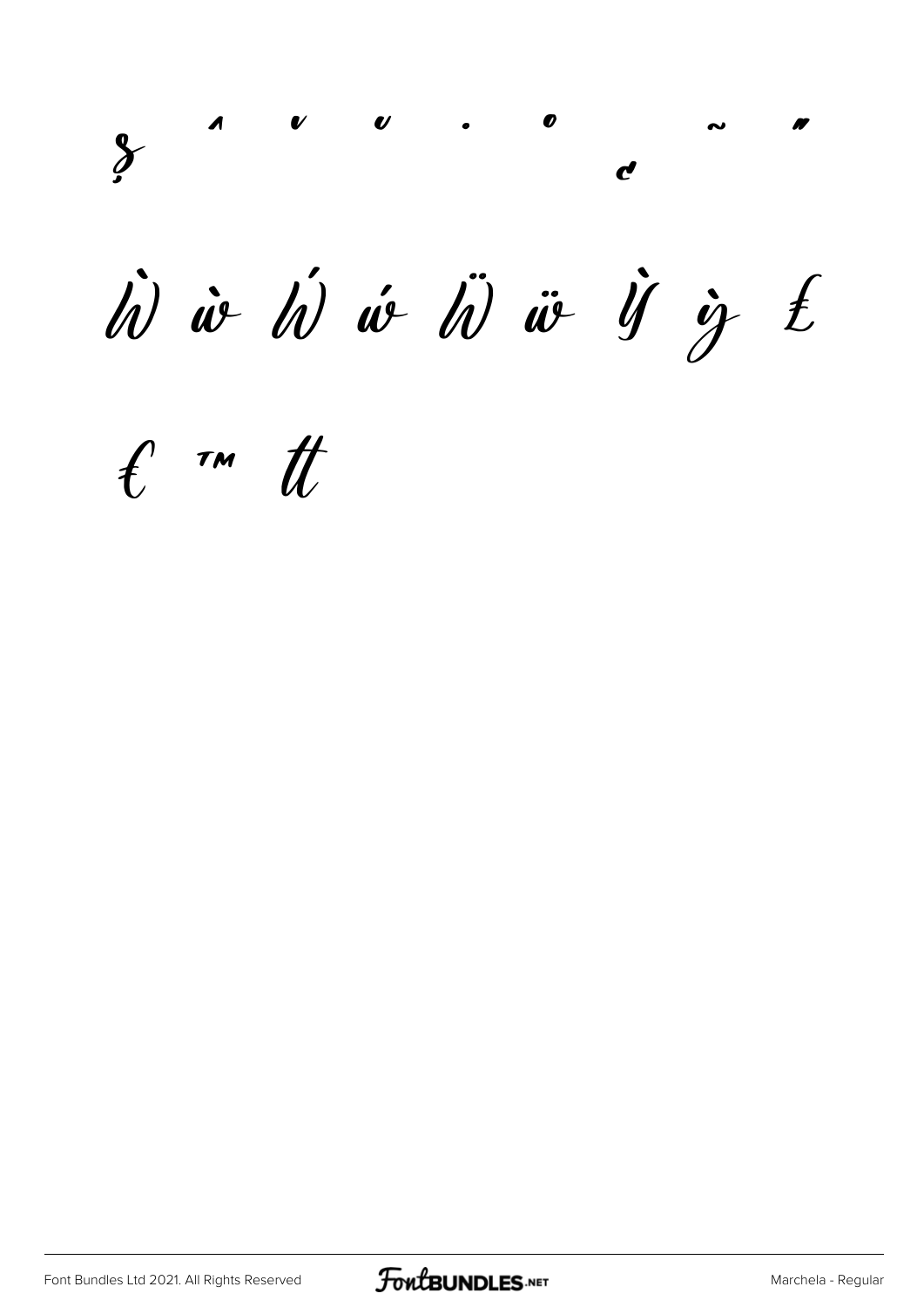ș ˆ ˇ ˘ ˙ ˚ ˛ ˜ ˝

Ẁ ẁ Ẃ ẃ Ẅ ẅ Ỳ ỳ £

€ ™ tt